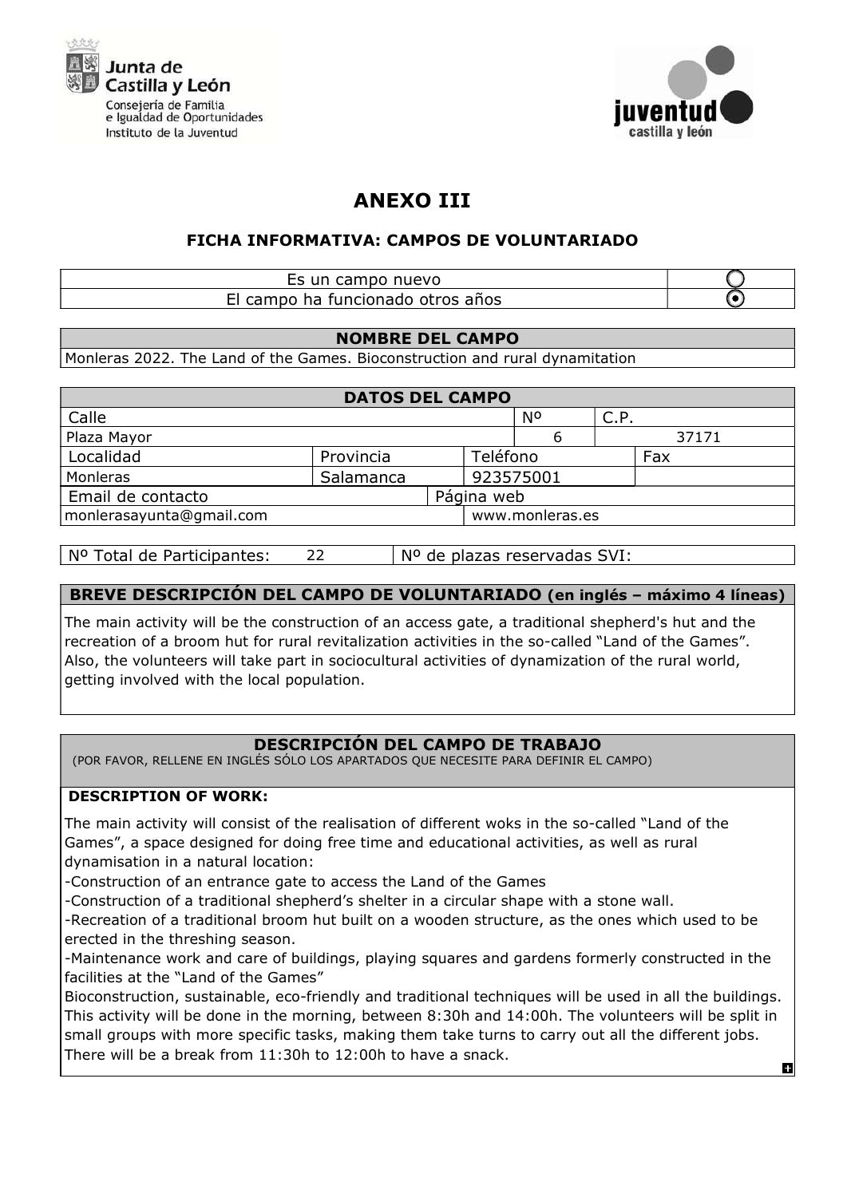Junta de Castilla y León
Consejería de Familia e Igualdad de Oportunidades
Instituto de la Juventud

juventud castilla y león

# ANEXO III

## FICHA INFORMATIVA: CAMPOS DE VOLUNTARIADO

| | |
|---|---|
| Es un campo nuevo | ○ |
| El campo ha funcionado otros años | ◉ |

| NOMBRE DEL CAMPO |
|---|
| Monleras 2022. The Land of the Games. Bioconstruction and rural dynamitation |

| DATOS DEL CAMPO | | | | |
|---|---|---|---|---|
| Calle | | | Nº | C.P. |
| Plaza Mayor | | | 6 | 37171 |
| Localidad | Provincia | Teléfono | | Fax |
| Monleras | Salamanca | 923575001 | | |
| Email de contacto | | Página web | | |
| monlerasayunta@gmail.com | | www.monleras.es | | |

| Nº Total de Participantes: 22 | Nº de plazas reservadas SVI: |
|---|---|

### BREVE DESCRIPCIÓN DEL CAMPO DE VOLUNTARIADO (en inglés – máximo 4 líneas)

The main activity will be the construction of an access gate, a traditional shepherd's hut and the recreation of a broom hut for rural revitalization activities in the so-called "Land of the Games". Also, the volunteers will take part in sociocultural activities of dynamization of the rural world, getting involved with the local population.

### DESCRIPCIÓN DEL CAMPO DE TRABAJO

(POR FAVOR, RELLENE EN INGLÉS SÓLO LOS APARTADOS QUE NECESITE PARA DEFINIR EL CAMPO)

**DESCRIPTION OF WORK:**

The main activity will consist of the realisation of different woks in the so-called "Land of the Games", a space designed for doing free time and educational activities, as well as rural dynamisation in a natural location:

-Construction of an entrance gate to access the Land of the Games

-Construction of a traditional shepherd's shelter in a circular shape with a stone wall.

-Recreation of a traditional broom hut built on a wooden structure, as the ones which used to be erected in the threshing season.

-Maintenance work and care of buildings, playing squares and gardens formerly constructed in the facilities at the "Land of the Games"

Bioconstruction, sustainable, eco-friendly and traditional techniques will be used in all the buildings. This activity will be done in the morning, between 8:30h and 14:00h. The volunteers will be split in small groups with more specific tasks, making them take turns to carry out all the different jobs. There will be a break from 11:30h to 12:00h to have a snack.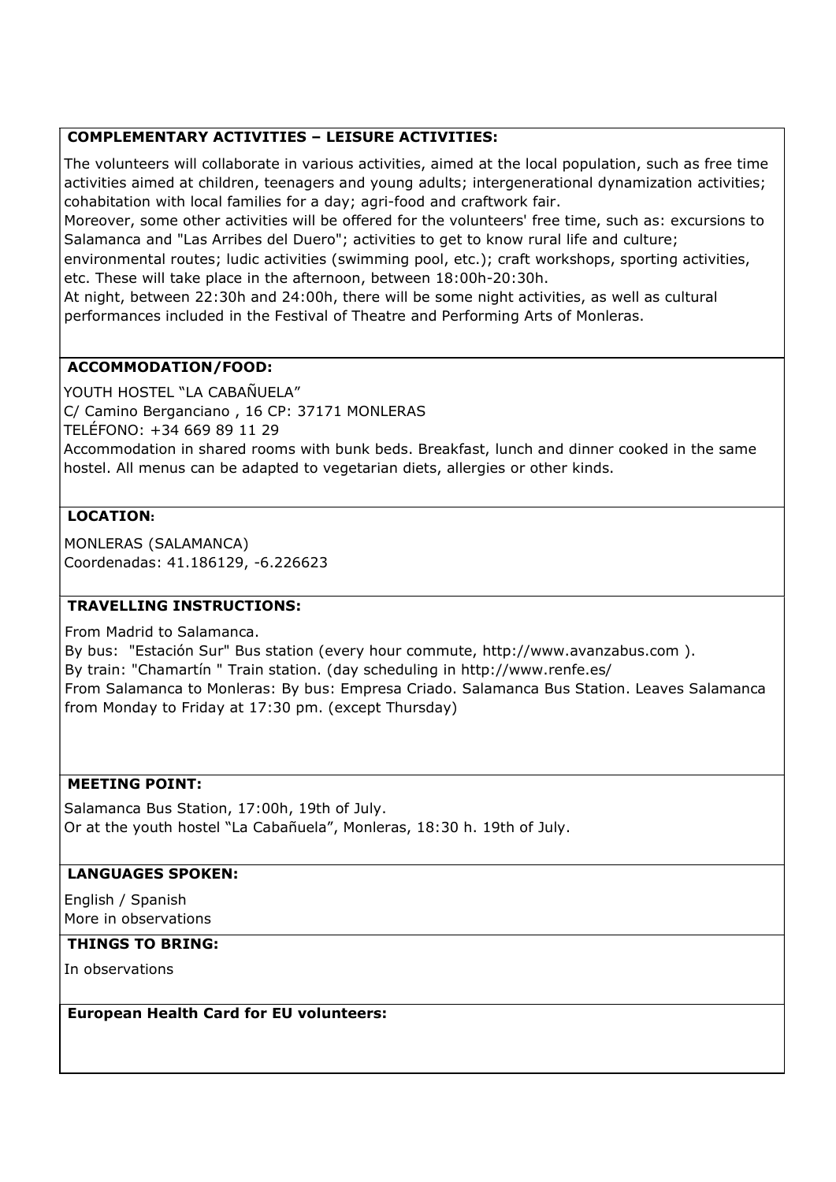## COMPLEMENTARY ACTIVITIES – LEISURE ACTIVITIES:

The volunteers will collaborate in various activities, aimed at the local population, such as free time activities aimed at children, teenagers and young adults; intergenerational dynamization activities; cohabitation with local families for a day; agri-food and craftwork fair.
Moreover, some other activities will be offered for the volunteers' free time, such as: excursions to Salamanca and "Las Arribes del Duero"; activities to get to know rural life and culture; environmental routes; ludic activities (swimming pool, etc.); craft workshops, sporting activities, etc. These will take place in the afternoon, between 18:00h-20:30h.
At night, between 22:30h and 24:00h, there will be some night activities, as well as cultural performances included in the Festival of Theatre and Performing Arts of Monleras.

## ACCOMMODATION/FOOD:

YOUTH HOSTEL "LA CABAÑUELA"
C/ Camino Berganciano , 16 CP: 37171 MONLERAS
TELÉFONO: +34 669 89 11 29
Accommodation in shared rooms with bunk beds. Breakfast, lunch and dinner cooked in the same hostel. All menus can be adapted to vegetarian diets, allergies or other kinds.

## LOCATION:

MONLERAS (SALAMANCA)
Coordenadas: 41.186129, -6.226623

## TRAVELLING INSTRUCTIONS:

From Madrid to Salamanca.
By bus: "Estación Sur" Bus station (every hour commute, http://www.avanzabus.com ).
By train: "Chamartín " Train station. (day scheduling in http://www.renfe.es/
From Salamanca to Monleras: By bus: Empresa Criado. Salamanca Bus Station. Leaves Salamanca from Monday to Friday at 17:30 pm. (except Thursday)

## MEETING POINT:

Salamanca Bus Station, 17:00h, 19th of July.
Or at the youth hostel "La Cabañuela", Monleras, 18:30 h. 19th of July.

## LANGUAGES SPOKEN:

English / Spanish
More in observations

## THINGS TO BRING:

In observations

## European Health Card for EU volunteers: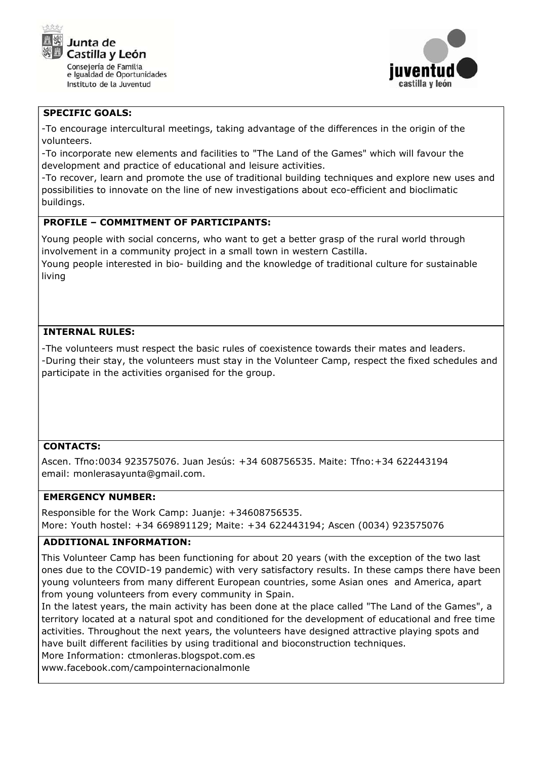**SPECIFIC GOALS:**

-To encourage intercultural meetings, taking advantage of the differences in the origin of the volunteers.
-To incorporate new elements and facilities to "The Land of the Games" which will favour the development and practice of educational and leisure activities.
-To recover, learn and promote the use of traditional building techniques and explore new uses and possibilities to innovate on the line of new investigations about eco-efficient and bioclimatic buildings.

**PROFILE – COMMITMENT OF PARTICIPANTS:**

Young people with social concerns, who want to get a better grasp of the rural world through involvement in a community project in a small town in western Castilla.
Young people interested in bio- building and the knowledge of traditional culture for sustainable living

**INTERNAL RULES:**

-The volunteers must respect the basic rules of coexistence towards their mates and leaders.
-During their stay, the volunteers must stay in the Volunteer Camp, respect the fixed schedules and participate in the activities organised for the group.

**CONTACTS:**

Ascen. Tfno:0034 923575076. Juan Jesús: +34 608756535. Maite: Tfno:+34 622443194
email: monlerasayunta@gmail.com.

**EMERGENCY NUMBER:**

Responsible for the Work Camp: Juanje: +34608756535.
More: Youth hostel: +34 669891129; Maite: +34 622443194; Ascen (0034) 923575076

**ADDITIONAL INFORMATION:**

This Volunteer Camp has been functioning for about 20 years (with the exception of the two last ones due to the COVID-19 pandemic) with very satisfactory results. In these camps there have been young volunteers from many different European countries, some Asian ones and America, apart from young volunteers from every community in Spain.
In the latest years, the main activity has been done at the place called "The Land of the Games", a territory located at a natural spot and conditioned for the development of educational and free time activities. Throughout the next years, the volunteers have designed attractive playing spots and have built different facilities by using traditional and bioconstruction techniques.
More Information: ctmonleras.blogspot.com.es
www.facebook.com/campointernacionalmonle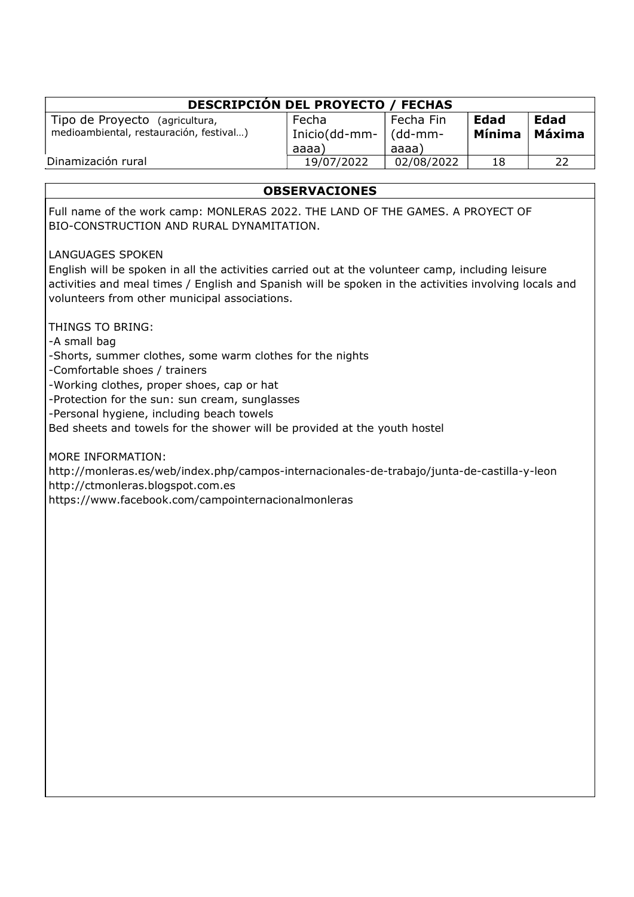| DESCRIPCIÓN DEL PROYECTO / FECHAS | | | | |
| --- | --- | --- | --- | --- |
| Tipo de Proyecto (agricultura, medioambiental, restauración, festival…) | Fecha Inicio(dd-mm-aaaa) | Fecha Fin (dd-mm-aaaa) | **Edad Mínima** | **Edad Máxima** |
| Dinamización rural | 19/07/2022 | 02/08/2022 | 18 | 22 |

## OBSERVACIONES

Full name of the work camp: MONLERAS 2022. THE LAND OF THE GAMES. A PROYECT OF BIO-CONSTRUCTION AND RURAL DYNAMITATION.

LANGUAGES SPOKEN

English will be spoken in all the activities carried out at the volunteer camp, including leisure activities and meal times / English and Spanish will be spoken in the activities involving locals and volunteers from other municipal associations.

THINGS TO BRING:

-A small bag
-Shorts, summer clothes, some warm clothes for the nights
-Comfortable shoes / trainers
-Working clothes, proper shoes, cap or hat
-Protection for the sun: sun cream, sunglasses
-Personal hygiene, including beach towels

Bed sheets and towels for the shower will be provided at the youth hostel

MORE INFORMATION:

http://monleras.es/web/index.php/campos-internacionales-de-trabajo/junta-de-castilla-y-leon
http://ctmonleras.blogspot.com.es
https://www.facebook.com/campointernacionalmonleras